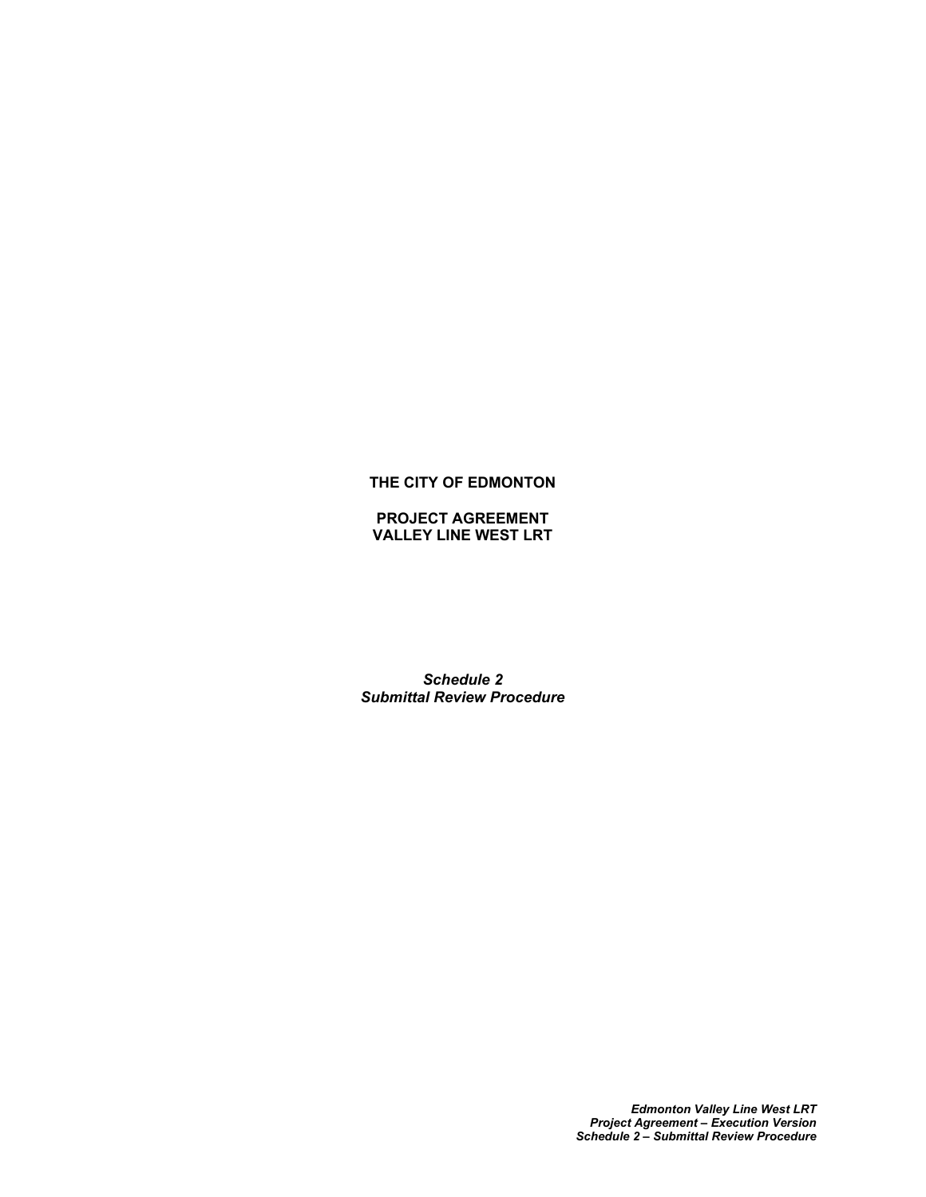**THE CITY OF EDMONTON**

**PROJECT AGREEMENT**
**VALLEY LINE WEST LRT**

***Schedule 2***
***Submittal Review Procedure***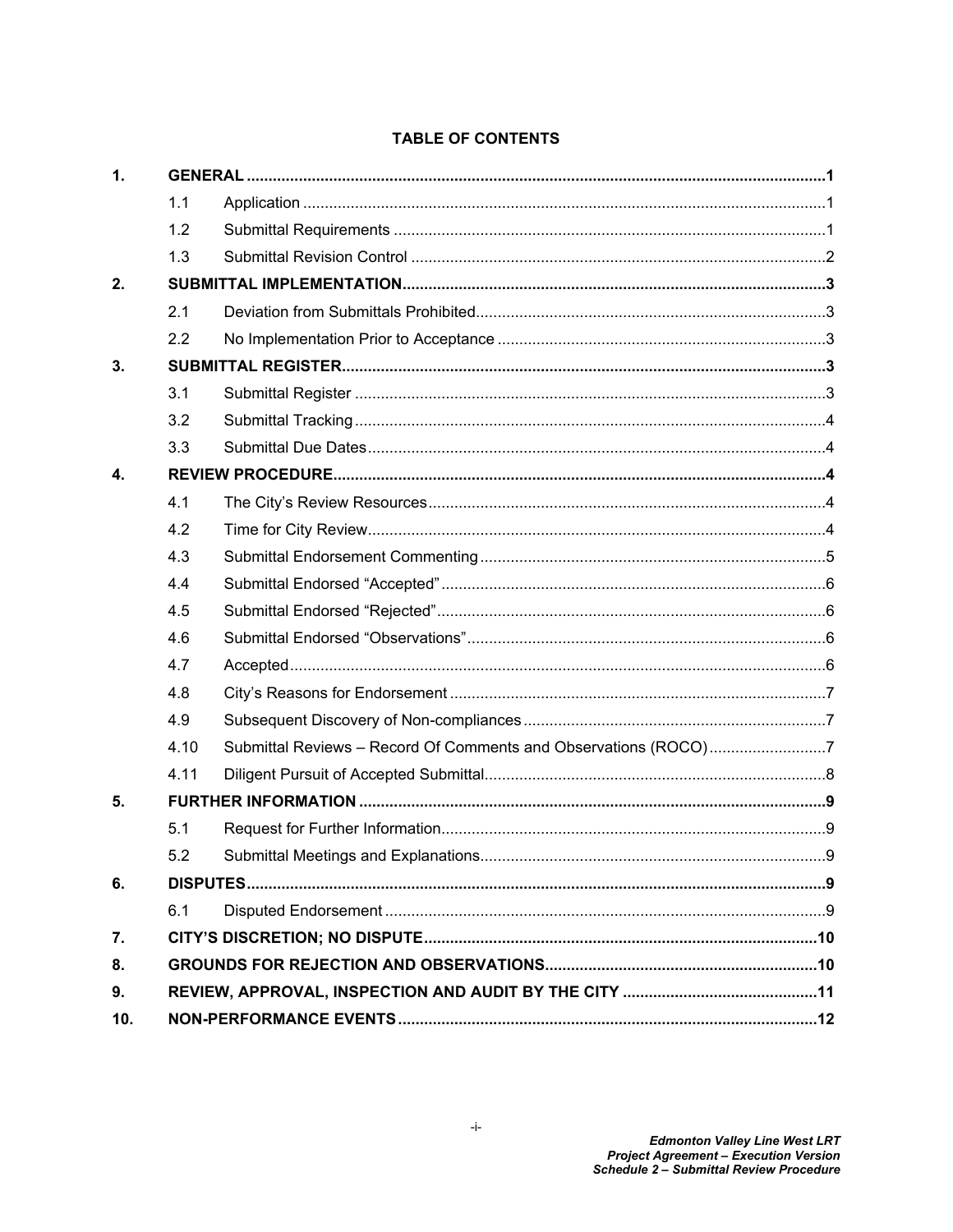**TABLE OF CONTENTS**

| | | | |
|---|---|---|---|
| **1.** | **GENERAL** | | **1** |
| | 1.1 | Application | 1 |
| | 1.2 | Submittal Requirements | 1 |
| | 1.3 | Submittal Revision Control | 2 |
| **2.** | **SUBMITTAL IMPLEMENTATION** | | **3** |
| | 2.1 | Deviation from Submittals Prohibited | 3 |
| | 2.2 | No Implementation Prior to Acceptance | 3 |
| **3.** | **SUBMITTAL REGISTER** | | **3** |
| | 3.1 | Submittal Register | 3 |
| | 3.2 | Submittal Tracking | 4 |
| | 3.3 | Submittal Due Dates | 4 |
| **4.** | **REVIEW PROCEDURE** | | **4** |
| | 4.1 | The City's Review Resources | 4 |
| | 4.2 | Time for City Review | 4 |
| | 4.3 | Submittal Endorsement Commenting | 5 |
| | 4.4 | Submittal Endorsed "Accepted" | 6 |
| | 4.5 | Submittal Endorsed "Rejected" | 6 |
| | 4.6 | Submittal Endorsed "Observations" | 6 |
| | 4.7 | Accepted | 6 |
| | 4.8 | City's Reasons for Endorsement | 7 |
| | 4.9 | Subsequent Discovery of Non-compliances | 7 |
| | 4.10 | Submittal Reviews – Record Of Comments and Observations (ROCO) | 7 |
| | 4.11 | Diligent Pursuit of Accepted Submittal | 8 |
| **5.** | **FURTHER INFORMATION** | | **9** |
| | 5.1 | Request for Further Information | 9 |
| | 5.2 | Submittal Meetings and Explanations | 9 |
| **6.** | **DISPUTES** | | **9** |
| | 6.1 | Disputed Endorsement | 9 |
| **7.** | **CITY'S DISCRETION; NO DISPUTE** | | **10** |
| **8.** | **GROUNDS FOR REJECTION AND OBSERVATIONS** | | **10** |
| **9.** | **REVIEW, APPROVAL, INSPECTION AND AUDIT BY THE CITY** | | **11** |
| **10.** | **NON-PERFORMANCE EVENTS** | | **12** |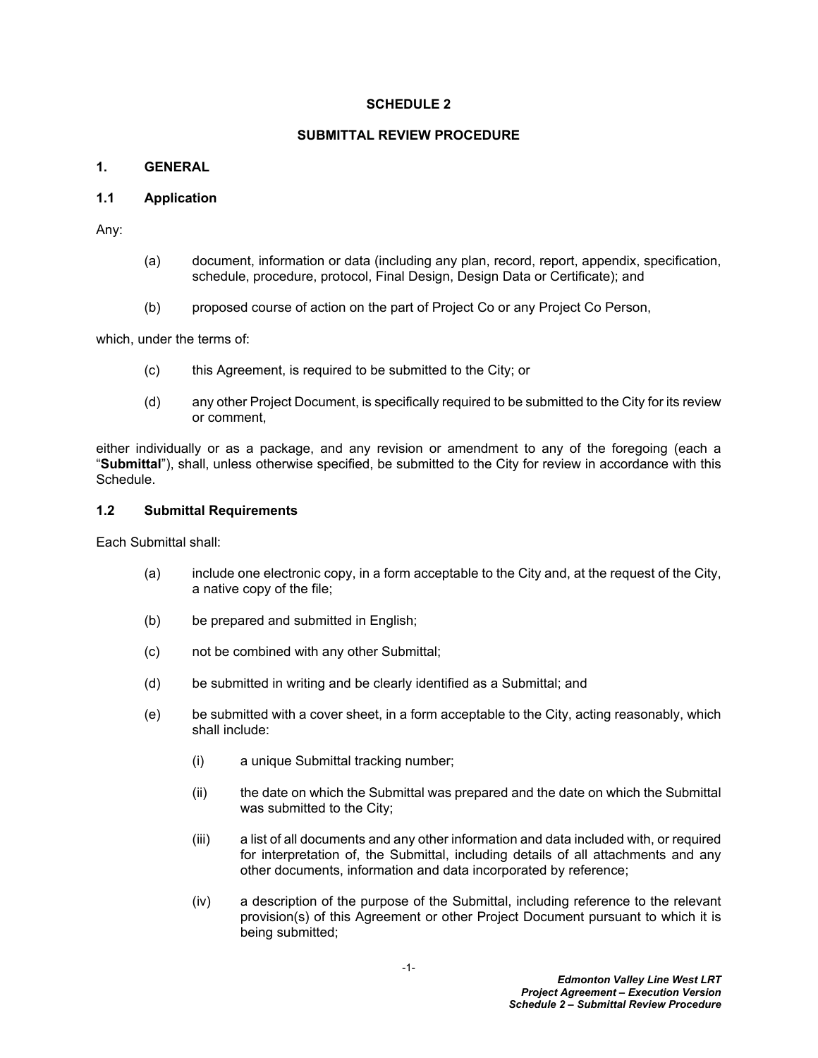# SCHEDULE 2

## SUBMITTAL REVIEW PROCEDURE

### 1. GENERAL

### 1.1 Application

Any:

(a) document, information or data (including any plan, record, report, appendix, specification, schedule, procedure, protocol, Final Design, Design Data or Certificate); and

(b) proposed course of action on the part of Project Co or any Project Co Person,

which, under the terms of:

(c) this Agreement, is required to be submitted to the City; or

(d) any other Project Document, is specifically required to be submitted to the City for its review or comment,

either individually or as a package, and any revision or amendment to any of the foregoing (each a "**Submittal**"), shall, unless otherwise specified, be submitted to the City for review in accordance with this Schedule.

### 1.2 Submittal Requirements

Each Submittal shall:

(a) include one electronic copy, in a form acceptable to the City and, at the request of the City, a native copy of the file;

(b) be prepared and submitted in English;

(c) not be combined with any other Submittal;

(d) be submitted in writing and be clearly identified as a Submittal; and

(e) be submitted with a cover sheet, in a form acceptable to the City, acting reasonably, which shall include:

  (i) a unique Submittal tracking number;

  (ii) the date on which the Submittal was prepared and the date on which the Submittal was submitted to the City;

  (iii) a list of all documents and any other information and data included with, or required for interpretation of, the Submittal, including details of all attachments and any other documents, information and data incorporated by reference;

  (iv) a description of the purpose of the Submittal, including reference to the relevant provision(s) of this Agreement or other Project Document pursuant to which it is being submitted;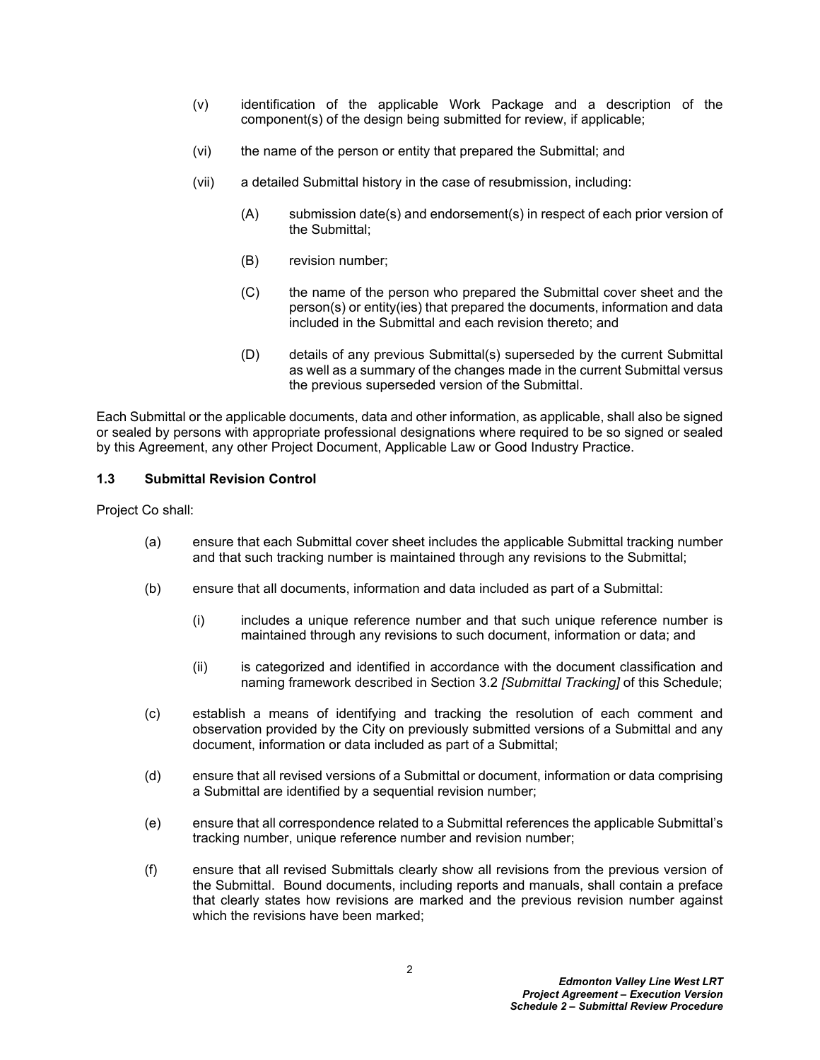(v) identification of the applicable Work Package and a description of the component(s) of the design being submitted for review, if applicable;

(vi) the name of the person or entity that prepared the Submittal; and

(vii) a detailed Submittal history in the case of resubmission, including:

(A) submission date(s) and endorsement(s) in respect of each prior version of the Submittal;

(B) revision number;

(C) the name of the person who prepared the Submittal cover sheet and the person(s) or entity(ies) that prepared the documents, information and data included in the Submittal and each revision thereto; and

(D) details of any previous Submittal(s) superseded by the current Submittal as well as a summary of the changes made in the current Submittal versus the previous superseded version of the Submittal.

Each Submittal or the applicable documents, data and other information, as applicable, shall also be signed or sealed by persons with appropriate professional designations where required to be so signed or sealed by this Agreement, any other Project Document, Applicable Law or Good Industry Practice.

### 1.3 Submittal Revision Control

Project Co shall:

(a) ensure that each Submittal cover sheet includes the applicable Submittal tracking number and that such tracking number is maintained through any revisions to the Submittal;

(b) ensure that all documents, information and data included as part of a Submittal:

(i) includes a unique reference number and that such unique reference number is maintained through any revisions to such document, information or data; and

(ii) is categorized and identified in accordance with the document classification and naming framework described in Section 3.2 *[Submittal Tracking]* of this Schedule;

(c) establish a means of identifying and tracking the resolution of each comment and observation provided by the City on previously submitted versions of a Submittal and any document, information or data included as part of a Submittal;

(d) ensure that all revised versions of a Submittal or document, information or data comprising a Submittal are identified by a sequential revision number;

(e) ensure that all correspondence related to a Submittal references the applicable Submittal's tracking number, unique reference number and revision number;

(f) ensure that all revised Submittals clearly show all revisions from the previous version of the Submittal. Bound documents, including reports and manuals, shall contain a preface that clearly states how revisions are marked and the previous revision number against which the revisions have been marked;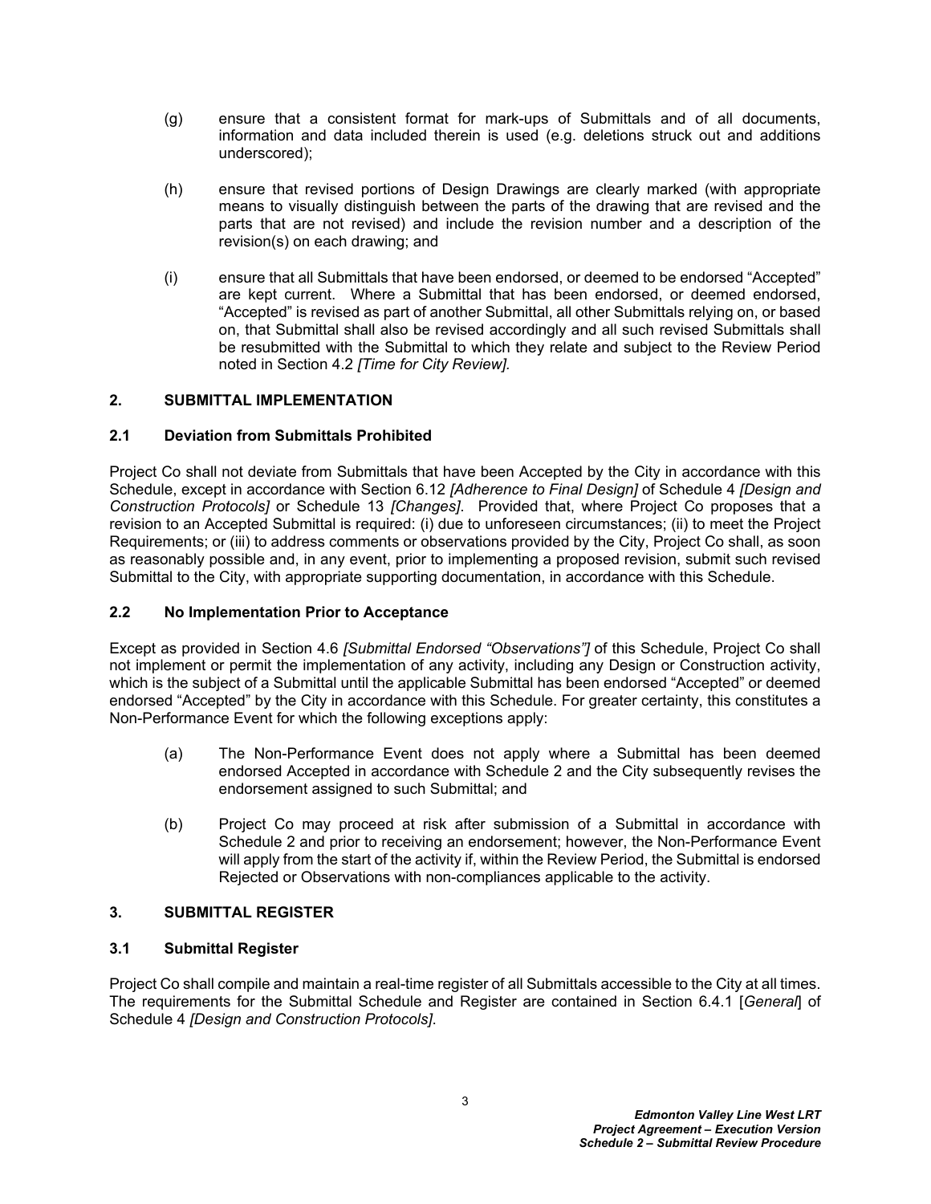(g) ensure that a consistent format for mark-ups of Submittals and of all documents, information and data included therein is used (e.g. deletions struck out and additions underscored);

(h) ensure that revised portions of Design Drawings are clearly marked (with appropriate means to visually distinguish between the parts of the drawing that are revised and the parts that are not revised) and include the revision number and a description of the revision(s) on each drawing; and

(i) ensure that all Submittals that have been endorsed, or deemed to be endorsed "Accepted" are kept current. Where a Submittal that has been endorsed, or deemed endorsed, "Accepted" is revised as part of another Submittal, all other Submittals relying on, or based on, that Submittal shall also be revised accordingly and all such revised Submittals shall be resubmitted with the Submittal to which they relate and subject to the Review Period noted in Section 4.2 *[Time for City Review]*.

## 2. SUBMITTAL IMPLEMENTATION

### 2.1 Deviation from Submittals Prohibited

Project Co shall not deviate from Submittals that have been Accepted by the City in accordance with this Schedule, except in accordance with Section 6.12 *[Adherence to Final Design]* of Schedule 4 *[Design and Construction Protocols]* or Schedule 13 *[Changes]*. Provided that, where Project Co proposes that a revision to an Accepted Submittal is required: (i) due to unforeseen circumstances; (ii) to meet the Project Requirements; or (iii) to address comments or observations provided by the City, Project Co shall, as soon as reasonably possible and, in any event, prior to implementing a proposed revision, submit such revised Submittal to the City, with appropriate supporting documentation, in accordance with this Schedule.

### 2.2 No Implementation Prior to Acceptance

Except as provided in Section 4.6 *[Submittal Endorsed "Observations"]* of this Schedule, Project Co shall not implement or permit the implementation of any activity, including any Design or Construction activity, which is the subject of a Submittal until the applicable Submittal has been endorsed "Accepted" or deemed endorsed "Accepted" by the City in accordance with this Schedule. For greater certainty, this constitutes a Non-Performance Event for which the following exceptions apply:

(a) The Non-Performance Event does not apply where a Submittal has been deemed endorsed Accepted in accordance with Schedule 2 and the City subsequently revises the endorsement assigned to such Submittal; and

(b) Project Co may proceed at risk after submission of a Submittal in accordance with Schedule 2 and prior to receiving an endorsement; however, the Non-Performance Event will apply from the start of the activity if, within the Review Period, the Submittal is endorsed Rejected or Observations with non-compliances applicable to the activity.

## 3. SUBMITTAL REGISTER

### 3.1 Submittal Register

Project Co shall compile and maintain a real-time register of all Submittals accessible to the City at all times. The requirements for the Submittal Schedule and Register are contained in Section 6.4.1 [*General*] of Schedule 4 *[Design and Construction Protocols]*.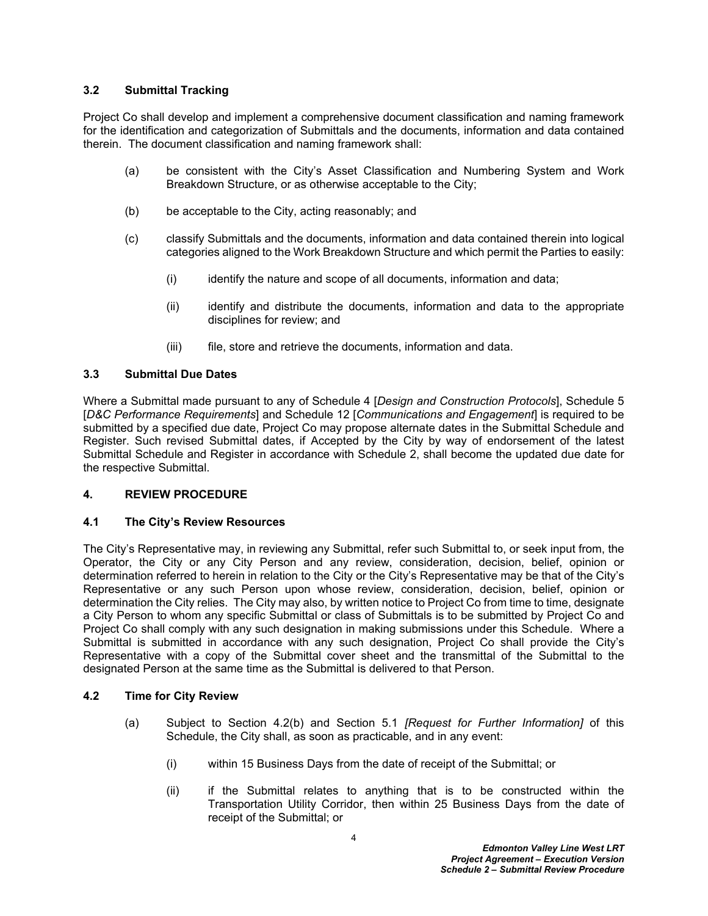### 3.2 Submittal Tracking

Project Co shall develop and implement a comprehensive document classification and naming framework for the identification and categorization of Submittals and the documents, information and data contained therein. The document classification and naming framework shall:

(a) be consistent with the City's Asset Classification and Numbering System and Work Breakdown Structure, or as otherwise acceptable to the City;

(b) be acceptable to the City, acting reasonably; and

(c) classify Submittals and the documents, information and data contained therein into logical categories aligned to the Work Breakdown Structure and which permit the Parties to easily:

 (i) identify the nature and scope of all documents, information and data;

 (ii) identify and distribute the documents, information and data to the appropriate disciplines for review; and

 (iii) file, store and retrieve the documents, information and data.

### 3.3 Submittal Due Dates

Where a Submittal made pursuant to any of Schedule 4 [*Design and Construction Protocols*], Schedule 5 [*D&C Performance Requirements*] and Schedule 12 [*Communications and Engagement*] is required to be submitted by a specified due date, Project Co may propose alternate dates in the Submittal Schedule and Register. Such revised Submittal dates, if Accepted by the City by way of endorsement of the latest Submittal Schedule and Register in accordance with Schedule 2, shall become the updated due date for the respective Submittal.

## 4. REVIEW PROCEDURE

### 4.1 The City's Review Resources

The City's Representative may, in reviewing any Submittal, refer such Submittal to, or seek input from, the Operator, the City or any City Person and any review, consideration, decision, belief, opinion or determination referred to herein in relation to the City or the City's Representative may be that of the City's Representative or any such Person upon whose review, consideration, decision, belief, opinion or determination the City relies. The City may also, by written notice to Project Co from time to time, designate a City Person to whom any specific Submittal or class of Submittals is to be submitted by Project Co and Project Co shall comply with any such designation in making submissions under this Schedule. Where a Submittal is submitted in accordance with any such designation, Project Co shall provide the City's Representative with a copy of the Submittal cover sheet and the transmittal of the Submittal to the designated Person at the same time as the Submittal is delivered to that Person.

### 4.2 Time for City Review

(a) Subject to Section 4.2(b) and Section 5.1 *[Request for Further Information]* of this Schedule, the City shall, as soon as practicable, and in any event:

 (i) within 15 Business Days from the date of receipt of the Submittal; or

 (ii) if the Submittal relates to anything that is to be constructed within the Transportation Utility Corridor, then within 25 Business Days from the date of receipt of the Submittal; or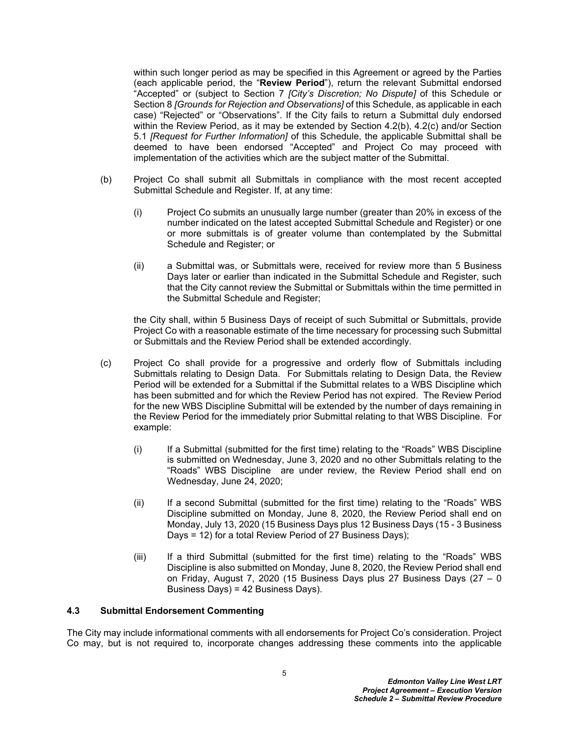within such longer period as may be specified in this Agreement or agreed by the Parties (each applicable period, the "**Review Period**"), return the relevant Submittal endorsed "Accepted" or (subject to Section 7 *[City's Discretion; No Dispute]* of this Schedule or Section 8 *[Grounds for Rejection and Observations]* of this Schedule, as applicable in each case) "Rejected" or "Observations". If the City fails to return a Submittal duly endorsed within the Review Period, as it may be extended by Section 4.2(b), 4.2(c) and/or Section 5.1 *[Request for Further Information]* of this Schedule, the applicable Submittal shall be deemed to have been endorsed "Accepted" and Project Co may proceed with implementation of the activities which are the subject matter of the Submittal.

(b) Project Co shall submit all Submittals in compliance with the most recent accepted Submittal Schedule and Register. If, at any time:

(i) Project Co submits an unusually large number (greater than 20% in excess of the number indicated on the latest accepted Submittal Schedule and Register) or one or more submittals is of greater volume than contemplated by the Submittal Schedule and Register; or

(ii) a Submittal was, or Submittals were, received for review more than 5 Business Days later or earlier than indicated in the Submittal Schedule and Register, such that the City cannot review the Submittal or Submittals within the time permitted in the Submittal Schedule and Register;

the City shall, within 5 Business Days of receipt of such Submittal or Submittals, provide Project Co with a reasonable estimate of the time necessary for processing such Submittal or Submittals and the Review Period shall be extended accordingly.

(c) Project Co shall provide for a progressive and orderly flow of Submittals including Submittals relating to Design Data. For Submittals relating to Design Data, the Review Period will be extended for a Submittal if the Submittal relates to a WBS Discipline which has been submitted and for which the Review Period has not expired. The Review Period for the new WBS Discipline Submittal will be extended by the number of days remaining in the Review Period for the immediately prior Submittal relating to that WBS Discipline. For example:

(i) If a Submittal (submitted for the first time) relating to the "Roads" WBS Discipline is submitted on Wednesday, June 3, 2020 and no other Submittals relating to the "Roads" WBS Discipline are under review, the Review Period shall end on Wednesday, June 24, 2020;

(ii) If a second Submittal (submitted for the first time) relating to the "Roads" WBS Discipline submitted on Monday, June 8, 2020, the Review Period shall end on Monday, July 13, 2020 (15 Business Days plus 12 Business Days (15 - 3 Business Days = 12) for a total Review Period of 27 Business Days);

(iii) If a third Submittal (submitted for the first time) relating to the "Roads" WBS Discipline is also submitted on Monday, June 8, 2020, the Review Period shall end on Friday, August 7, 2020 (15 Business Days plus 27 Business Days (27 – 0 Business Days) = 42 Business Days).

### 4.3 Submittal Endorsement Commenting

The City may include informational comments with all endorsements for Project Co's consideration. Project Co may, but is not required to, incorporate changes addressing these comments into the applicable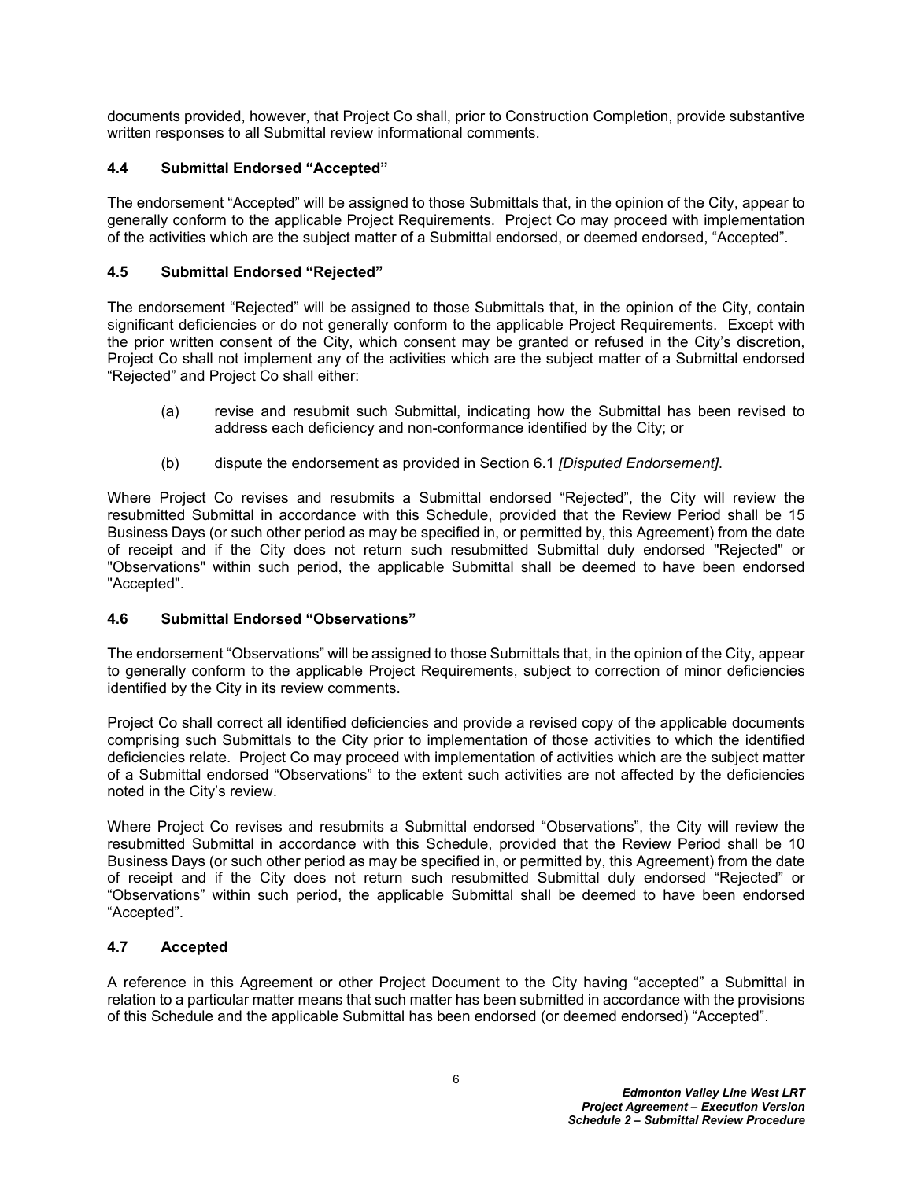documents provided, however, that Project Co shall, prior to Construction Completion, provide substantive written responses to all Submittal review informational comments.

### 4.4 Submittal Endorsed "Accepted"

The endorsement "Accepted" will be assigned to those Submittals that, in the opinion of the City, appear to generally conform to the applicable Project Requirements. Project Co may proceed with implementation of the activities which are the subject matter of a Submittal endorsed, or deemed endorsed, "Accepted".

### 4.5 Submittal Endorsed "Rejected"

The endorsement "Rejected" will be assigned to those Submittals that, in the opinion of the City, contain significant deficiencies or do not generally conform to the applicable Project Requirements. Except with the prior written consent of the City, which consent may be granted or refused in the City's discretion, Project Co shall not implement any of the activities which are the subject matter of a Submittal endorsed "Rejected" and Project Co shall either:

(a) revise and resubmit such Submittal, indicating how the Submittal has been revised to address each deficiency and non-conformance identified by the City; or

(b) dispute the endorsement as provided in Section 6.1 *[Disputed Endorsement]*.

Where Project Co revises and resubmits a Submittal endorsed "Rejected", the City will review the resubmitted Submittal in accordance with this Schedule, provided that the Review Period shall be 15 Business Days (or such other period as may be specified in, or permitted by, this Agreement) from the date of receipt and if the City does not return such resubmitted Submittal duly endorsed "Rejected" or "Observations" within such period, the applicable Submittal shall be deemed to have been endorsed "Accepted".

### 4.6 Submittal Endorsed "Observations"

The endorsement "Observations" will be assigned to those Submittals that, in the opinion of the City, appear to generally conform to the applicable Project Requirements, subject to correction of minor deficiencies identified by the City in its review comments.

Project Co shall correct all identified deficiencies and provide a revised copy of the applicable documents comprising such Submittals to the City prior to implementation of those activities to which the identified deficiencies relate. Project Co may proceed with implementation of activities which are the subject matter of a Submittal endorsed "Observations" to the extent such activities are not affected by the deficiencies noted in the City's review.

Where Project Co revises and resubmits a Submittal endorsed "Observations", the City will review the resubmitted Submittal in accordance with this Schedule, provided that the Review Period shall be 10 Business Days (or such other period as may be specified in, or permitted by, this Agreement) from the date of receipt and if the City does not return such resubmitted Submittal duly endorsed "Rejected" or "Observations" within such period, the applicable Submittal shall be deemed to have been endorsed "Accepted".

### 4.7 Accepted

A reference in this Agreement or other Project Document to the City having "accepted" a Submittal in relation to a particular matter means that such matter has been submitted in accordance with the provisions of this Schedule and the applicable Submittal has been endorsed (or deemed endorsed) "Accepted".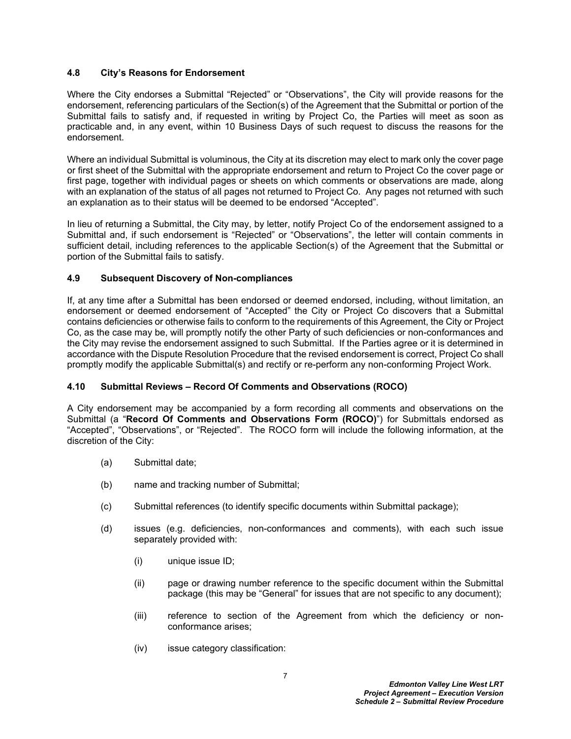### 4.8 City's Reasons for Endorsement

Where the City endorses a Submittal "Rejected" or "Observations", the City will provide reasons for the endorsement, referencing particulars of the Section(s) of the Agreement that the Submittal or portion of the Submittal fails to satisfy and, if requested in writing by Project Co, the Parties will meet as soon as practicable and, in any event, within 10 Business Days of such request to discuss the reasons for the endorsement.

Where an individual Submittal is voluminous, the City at its discretion may elect to mark only the cover page or first sheet of the Submittal with the appropriate endorsement and return to Project Co the cover page or first page, together with individual pages or sheets on which comments or observations are made, along with an explanation of the status of all pages not returned to Project Co. Any pages not returned with such an explanation as to their status will be deemed to be endorsed "Accepted".

In lieu of returning a Submittal, the City may, by letter, notify Project Co of the endorsement assigned to a Submittal and, if such endorsement is "Rejected" or "Observations", the letter will contain comments in sufficient detail, including references to the applicable Section(s) of the Agreement that the Submittal or portion of the Submittal fails to satisfy.

### 4.9 Subsequent Discovery of Non-compliances

If, at any time after a Submittal has been endorsed or deemed endorsed, including, without limitation, an endorsement or deemed endorsement of "Accepted" the City or Project Co discovers that a Submittal contains deficiencies or otherwise fails to conform to the requirements of this Agreement, the City or Project Co, as the case may be, will promptly notify the other Party of such deficiencies or non-conformances and the City may revise the endorsement assigned to such Submittal. If the Parties agree or it is determined in accordance with the Dispute Resolution Procedure that the revised endorsement is correct, Project Co shall promptly modify the applicable Submittal(s) and rectify or re-perform any non-conforming Project Work.

### 4.10 Submittal Reviews – Record Of Comments and Observations (ROCO)

A City endorsement may be accompanied by a form recording all comments and observations on the Submittal (a "**Record Of Comments and Observations Form (ROCO)**") for Submittals endorsed as "Accepted", "Observations", or "Rejected". The ROCO form will include the following information, at the discretion of the City:

(a) Submittal date;

(b) name and tracking number of Submittal;

(c) Submittal references (to identify specific documents within Submittal package);

(d) issues (e.g. deficiencies, non-conformances and comments), with each such issue separately provided with:

   (i) unique issue ID;

   (ii) page or drawing number reference to the specific document within the Submittal package (this may be "General" for issues that are not specific to any document);

   (iii) reference to section of the Agreement from which the deficiency or non-conformance arises;

   (iv) issue category classification: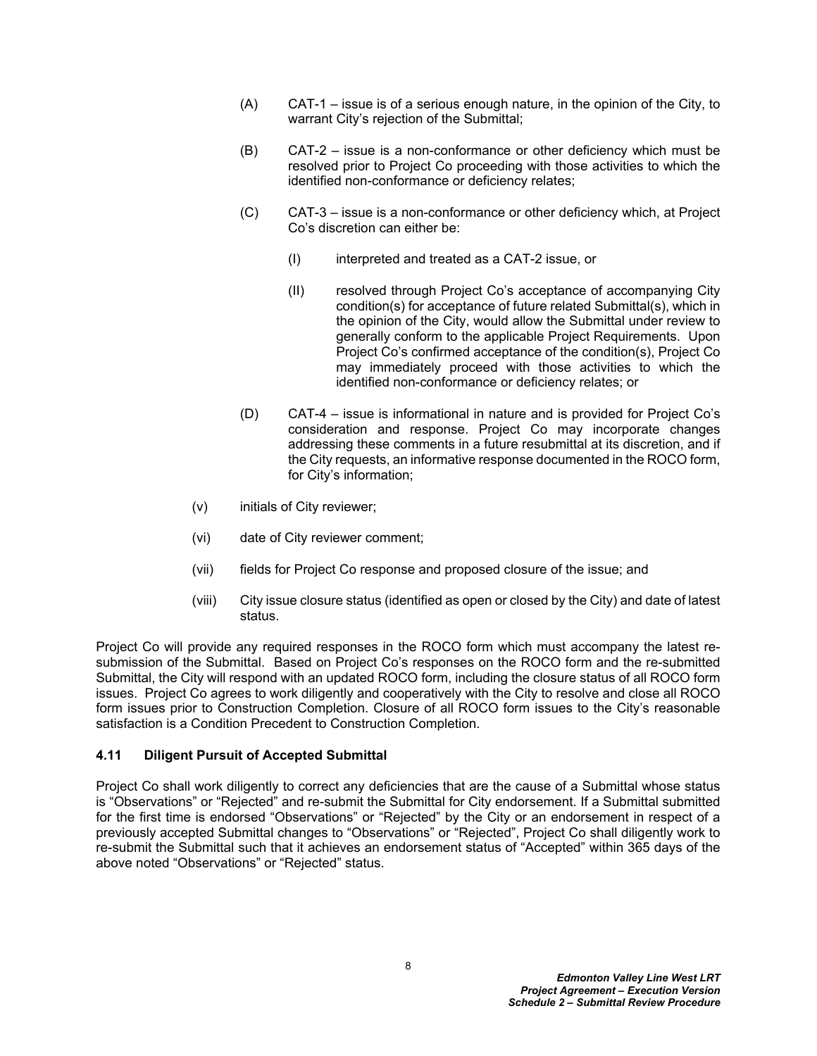(A) CAT-1 – issue is of a serious enough nature, in the opinion of the City, to warrant City's rejection of the Submittal;

(B) CAT-2 – issue is a non-conformance or other deficiency which must be resolved prior to Project Co proceeding with those activities to which the identified non-conformance or deficiency relates;

(C) CAT-3 – issue is a non-conformance or other deficiency which, at Project Co's discretion can either be:

(I) interpreted and treated as a CAT-2 issue, or

(II) resolved through Project Co's acceptance of accompanying City condition(s) for acceptance of future related Submittal(s), which in the opinion of the City, would allow the Submittal under review to generally conform to the applicable Project Requirements. Upon Project Co's confirmed acceptance of the condition(s), Project Co may immediately proceed with those activities to which the identified non-conformance or deficiency relates; or

(D) CAT-4 – issue is informational in nature and is provided for Project Co's consideration and response. Project Co may incorporate changes addressing these comments in a future resubmittal at its discretion, and if the City requests, an informative response documented in the ROCO form, for City's information;

(v) initials of City reviewer;

(vi) date of City reviewer comment;

(vii) fields for Project Co response and proposed closure of the issue; and

(viii) City issue closure status (identified as open or closed by the City) and date of latest status.

Project Co will provide any required responses in the ROCO form which must accompany the latest re-submission of the Submittal. Based on Project Co's responses on the ROCO form and the re-submitted Submittal, the City will respond with an updated ROCO form, including the closure status of all ROCO form issues. Project Co agrees to work diligently and cooperatively with the City to resolve and close all ROCO form issues prior to Construction Completion. Closure of all ROCO form issues to the City's reasonable satisfaction is a Condition Precedent to Construction Completion.

#### 4.11 Diligent Pursuit of Accepted Submittal

Project Co shall work diligently to correct any deficiencies that are the cause of a Submittal whose status is "Observations" or "Rejected" and re-submit the Submittal for City endorsement. If a Submittal submitted for the first time is endorsed "Observations" or "Rejected" by the City or an endorsement in respect of a previously accepted Submittal changes to "Observations" or "Rejected", Project Co shall diligently work to re-submit the Submittal such that it achieves an endorsement status of "Accepted" within 365 days of the above noted "Observations" or "Rejected" status.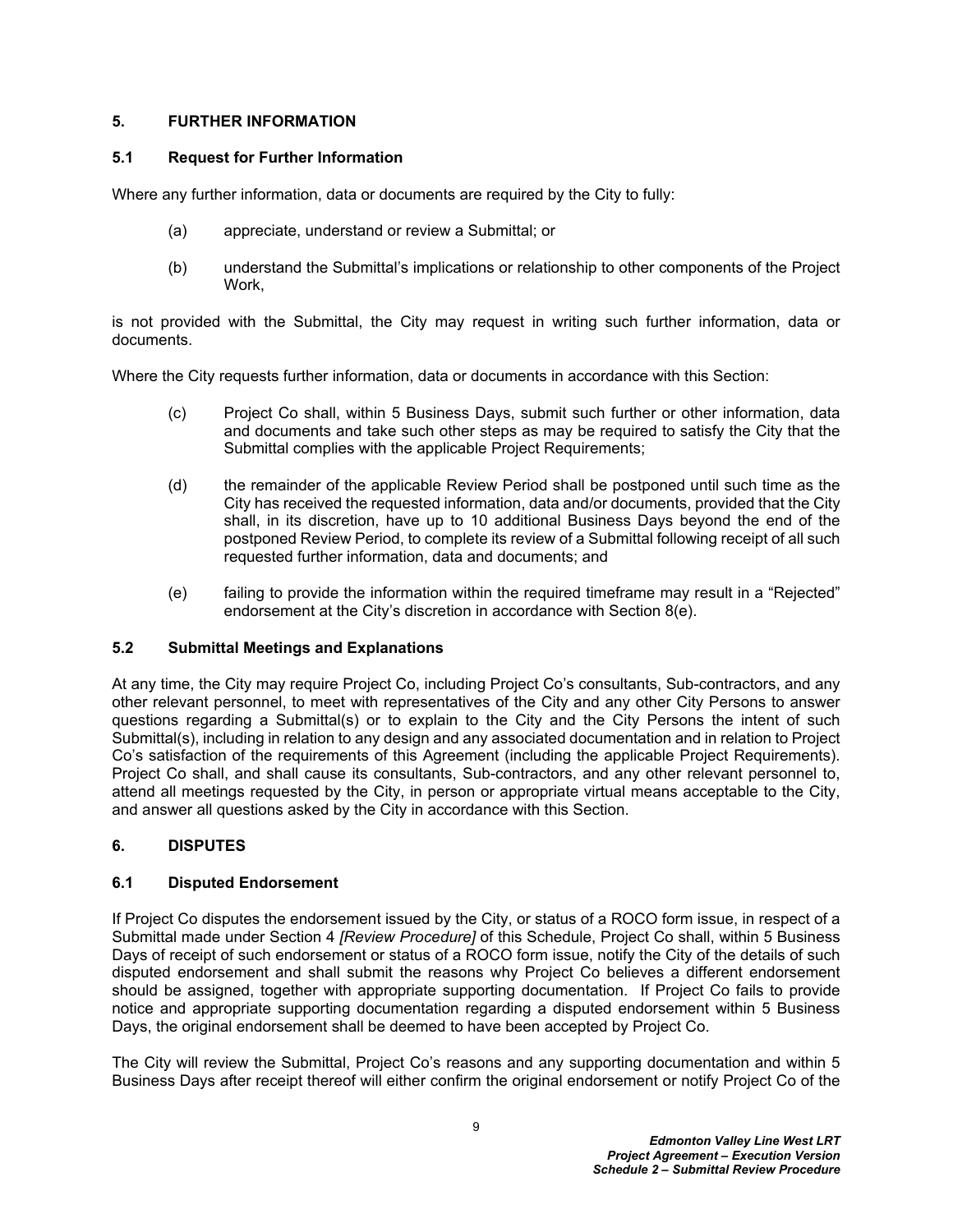## 5. FURTHER INFORMATION

### 5.1 Request for Further Information

Where any further information, data or documents are required by the City to fully:

(a) appreciate, understand or review a Submittal; or

(b) understand the Submittal's implications or relationship to other components of the Project Work,

is not provided with the Submittal, the City may request in writing such further information, data or documents.

Where the City requests further information, data or documents in accordance with this Section:

(c) Project Co shall, within 5 Business Days, submit such further or other information, data and documents and take such other steps as may be required to satisfy the City that the Submittal complies with the applicable Project Requirements;

(d) the remainder of the applicable Review Period shall be postponed until such time as the City has received the requested information, data and/or documents, provided that the City shall, in its discretion, have up to 10 additional Business Days beyond the end of the postponed Review Period, to complete its review of a Submittal following receipt of all such requested further information, data and documents; and

(e) failing to provide the information within the required timeframe may result in a "Rejected" endorsement at the City's discretion in accordance with Section 8(e).

### 5.2 Submittal Meetings and Explanations

At any time, the City may require Project Co, including Project Co's consultants, Sub-contractors, and any other relevant personnel, to meet with representatives of the City and any other City Persons to answer questions regarding a Submittal(s) or to explain to the City and the City Persons the intent of such Submittal(s), including in relation to any design and any associated documentation and in relation to Project Co's satisfaction of the requirements of this Agreement (including the applicable Project Requirements). Project Co shall, and shall cause its consultants, Sub-contractors, and any other relevant personnel to, attend all meetings requested by the City, in person or appropriate virtual means acceptable to the City, and answer all questions asked by the City in accordance with this Section.

## 6. DISPUTES

### 6.1 Disputed Endorsement

If Project Co disputes the endorsement issued by the City, or status of a ROCO form issue, in respect of a Submittal made under Section 4 *[Review Procedure]* of this Schedule, Project Co shall, within 5 Business Days of receipt of such endorsement or status of a ROCO form issue, notify the City of the details of such disputed endorsement and shall submit the reasons why Project Co believes a different endorsement should be assigned, together with appropriate supporting documentation. If Project Co fails to provide notice and appropriate supporting documentation regarding a disputed endorsement within 5 Business Days, the original endorsement shall be deemed to have been accepted by Project Co.

The City will review the Submittal, Project Co's reasons and any supporting documentation and within 5 Business Days after receipt thereof will either confirm the original endorsement or notify Project Co of the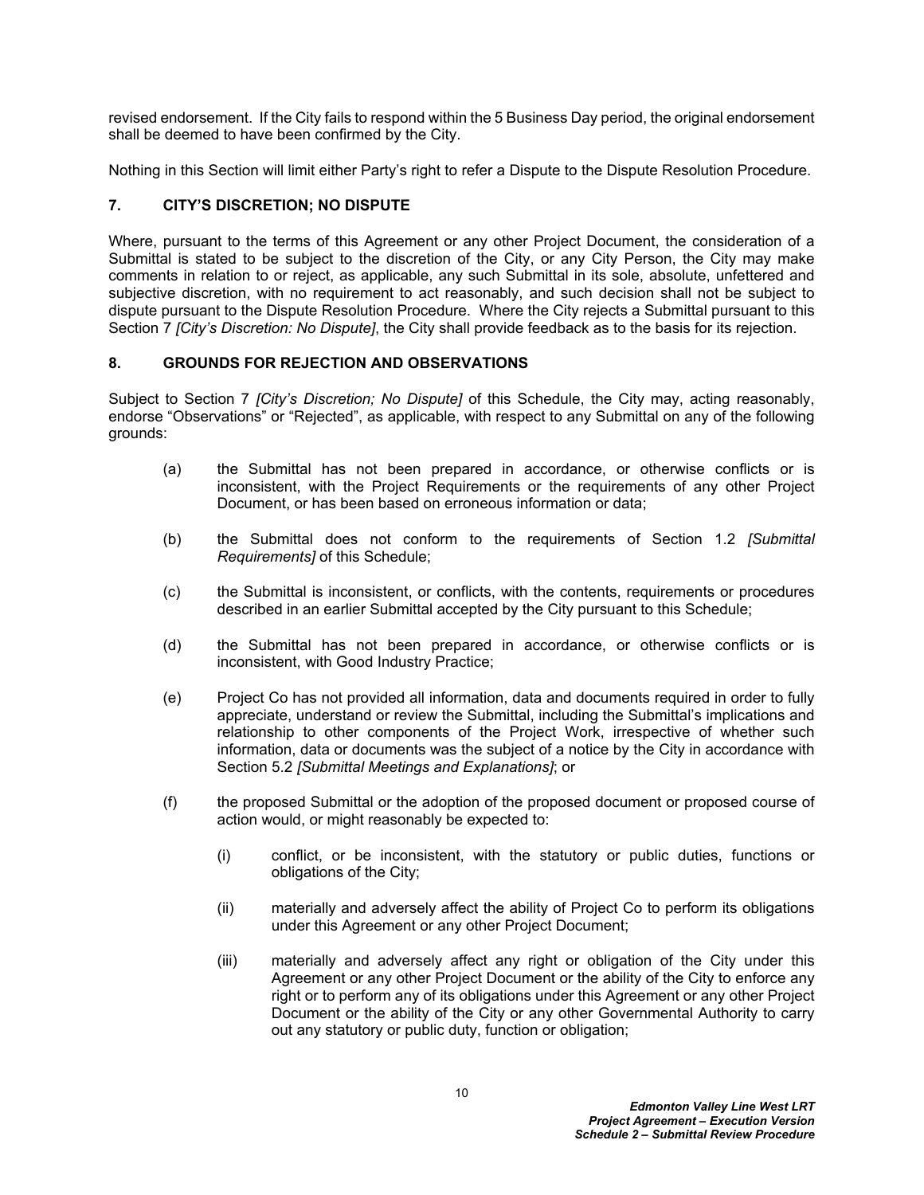revised endorsement. If the City fails to respond within the 5 Business Day period, the original endorsement shall be deemed to have been confirmed by the City.

Nothing in this Section will limit either Party's right to refer a Dispute to the Dispute Resolution Procedure.

## 7. CITY'S DISCRETION; NO DISPUTE

Where, pursuant to the terms of this Agreement or any other Project Document, the consideration of a Submittal is stated to be subject to the discretion of the City, or any City Person, the City may make comments in relation to or reject, as applicable, any such Submittal in its sole, absolute, unfettered and subjective discretion, with no requirement to act reasonably, and such decision shall not be subject to dispute pursuant to the Dispute Resolution Procedure. Where the City rejects a Submittal pursuant to this Section 7 *[City's Discretion: No Dispute]*, the City shall provide feedback as to the basis for its rejection.

## 8. GROUNDS FOR REJECTION AND OBSERVATIONS

Subject to Section 7 *[City's Discretion; No Dispute]* of this Schedule, the City may, acting reasonably, endorse "Observations" or "Rejected", as applicable, with respect to any Submittal on any of the following grounds:

(a) the Submittal has not been prepared in accordance, or otherwise conflicts or is inconsistent, with the Project Requirements or the requirements of any other Project Document, or has been based on erroneous information or data;

(b) the Submittal does not conform to the requirements of Section 1.2 *[Submittal Requirements]* of this Schedule;

(c) the Submittal is inconsistent, or conflicts, with the contents, requirements or procedures described in an earlier Submittal accepted by the City pursuant to this Schedule;

(d) the Submittal has not been prepared in accordance, or otherwise conflicts or is inconsistent, with Good Industry Practice;

(e) Project Co has not provided all information, data and documents required in order to fully appreciate, understand or review the Submittal, including the Submittal's implications and relationship to other components of the Project Work, irrespective of whether such information, data or documents was the subject of a notice by the City in accordance with Section 5.2 *[Submittal Meetings and Explanations]*; or

(f) the proposed Submittal or the adoption of the proposed document or proposed course of action would, or might reasonably be expected to:

  (i) conflict, or be inconsistent, with the statutory or public duties, functions or obligations of the City;

  (ii) materially and adversely affect the ability of Project Co to perform its obligations under this Agreement or any other Project Document;

  (iii) materially and adversely affect any right or obligation of the City under this Agreement or any other Project Document or the ability of the City to enforce any right or to perform any of its obligations under this Agreement or any other Project Document or the ability of the City or any other Governmental Authority to carry out any statutory or public duty, function or obligation;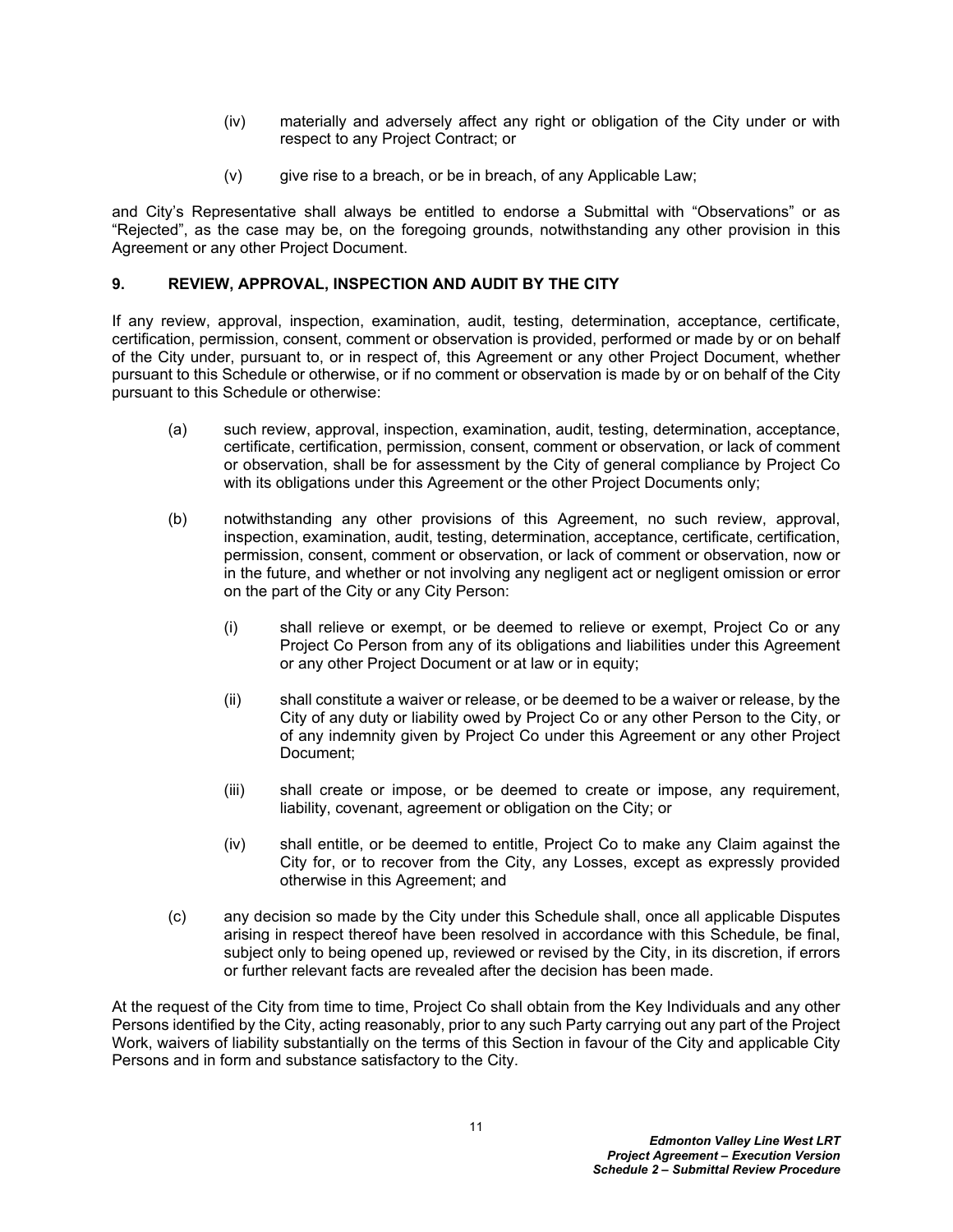(iv) materially and adversely affect any right or obligation of the City under or with respect to any Project Contract; or

(v) give rise to a breach, or be in breach, of any Applicable Law;

and City's Representative shall always be entitled to endorse a Submittal with "Observations" or as "Rejected", as the case may be, on the foregoing grounds, notwithstanding any other provision in this Agreement or any other Project Document.

## 9. REVIEW, APPROVAL, INSPECTION AND AUDIT BY THE CITY

If any review, approval, inspection, examination, audit, testing, determination, acceptance, certificate, certification, permission, consent, comment or observation is provided, performed or made by or on behalf of the City under, pursuant to, or in respect of, this Agreement or any other Project Document, whether pursuant to this Schedule or otherwise, or if no comment or observation is made by or on behalf of the City pursuant to this Schedule or otherwise:

(a) such review, approval, inspection, examination, audit, testing, determination, acceptance, certificate, certification, permission, consent, comment or observation, or lack of comment or observation, shall be for assessment by the City of general compliance by Project Co with its obligations under this Agreement or the other Project Documents only;

(b) notwithstanding any other provisions of this Agreement, no such review, approval, inspection, examination, audit, testing, determination, acceptance, certificate, certification, permission, consent, comment or observation, or lack of comment or observation, now or in the future, and whether or not involving any negligent act or negligent omission or error on the part of the City or any City Person:

(i) shall relieve or exempt, or be deemed to relieve or exempt, Project Co or any Project Co Person from any of its obligations and liabilities under this Agreement or any other Project Document or at law or in equity;

(ii) shall constitute a waiver or release, or be deemed to be a waiver or release, by the City of any duty or liability owed by Project Co or any other Person to the City, or of any indemnity given by Project Co under this Agreement or any other Project Document;

(iii) shall create or impose, or be deemed to create or impose, any requirement, liability, covenant, agreement or obligation on the City; or

(iv) shall entitle, or be deemed to entitle, Project Co to make any Claim against the City for, or to recover from the City, any Losses, except as expressly provided otherwise in this Agreement; and

(c) any decision so made by the City under this Schedule shall, once all applicable Disputes arising in respect thereof have been resolved in accordance with this Schedule, be final, subject only to being opened up, reviewed or revised by the City, in its discretion, if errors or further relevant facts are revealed after the decision has been made.

At the request of the City from time to time, Project Co shall obtain from the Key Individuals and any other Persons identified by the City, acting reasonably, prior to any such Party carrying out any part of the Project Work, waivers of liability substantially on the terms of this Section in favour of the City and applicable City Persons and in form and substance satisfactory to the City.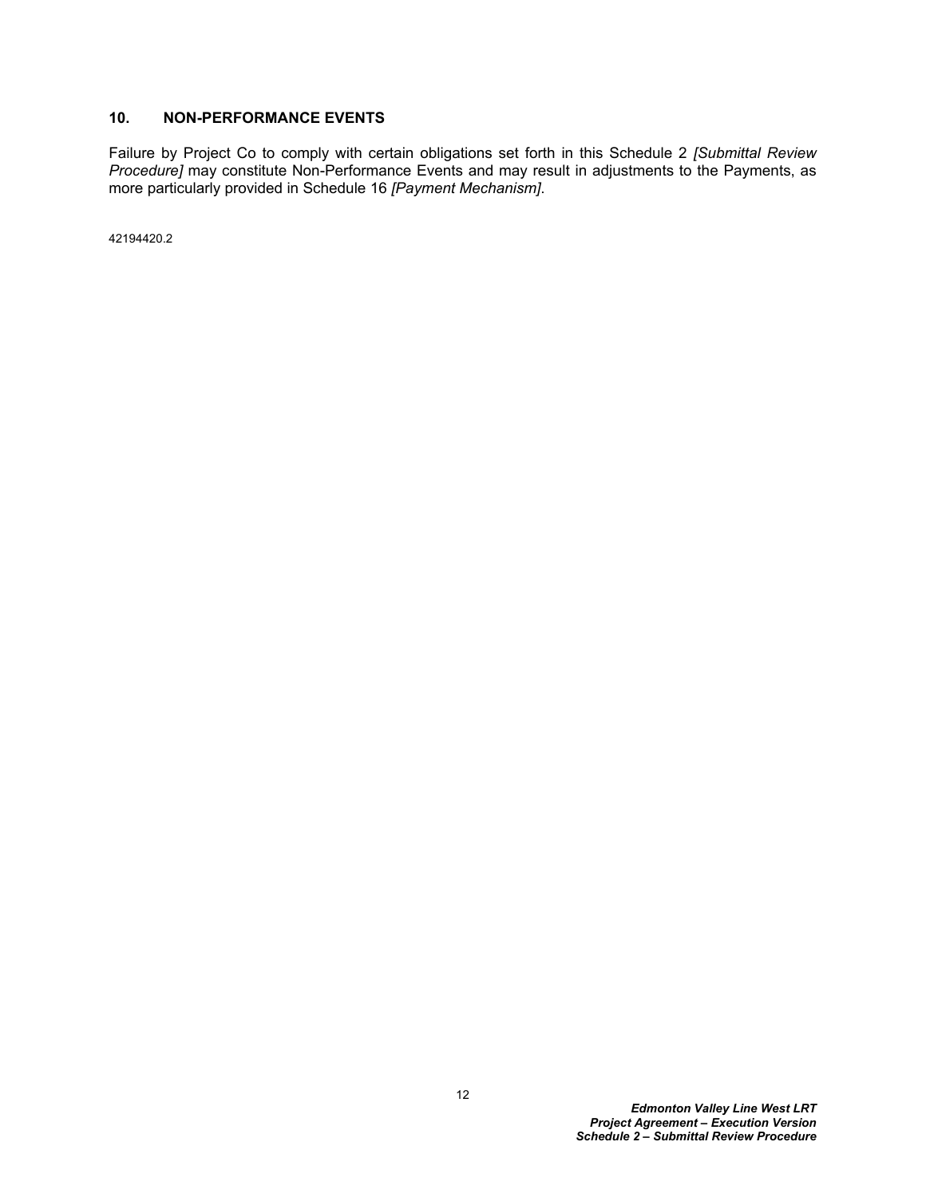## 10. NON-PERFORMANCE EVENTS

Failure by Project Co to comply with certain obligations set forth in this Schedule 2 *[Submittal Review Procedure]* may constitute Non-Performance Events and may result in adjustments to the Payments, as more particularly provided in Schedule 16 *[Payment Mechanism]*.

42194420.2